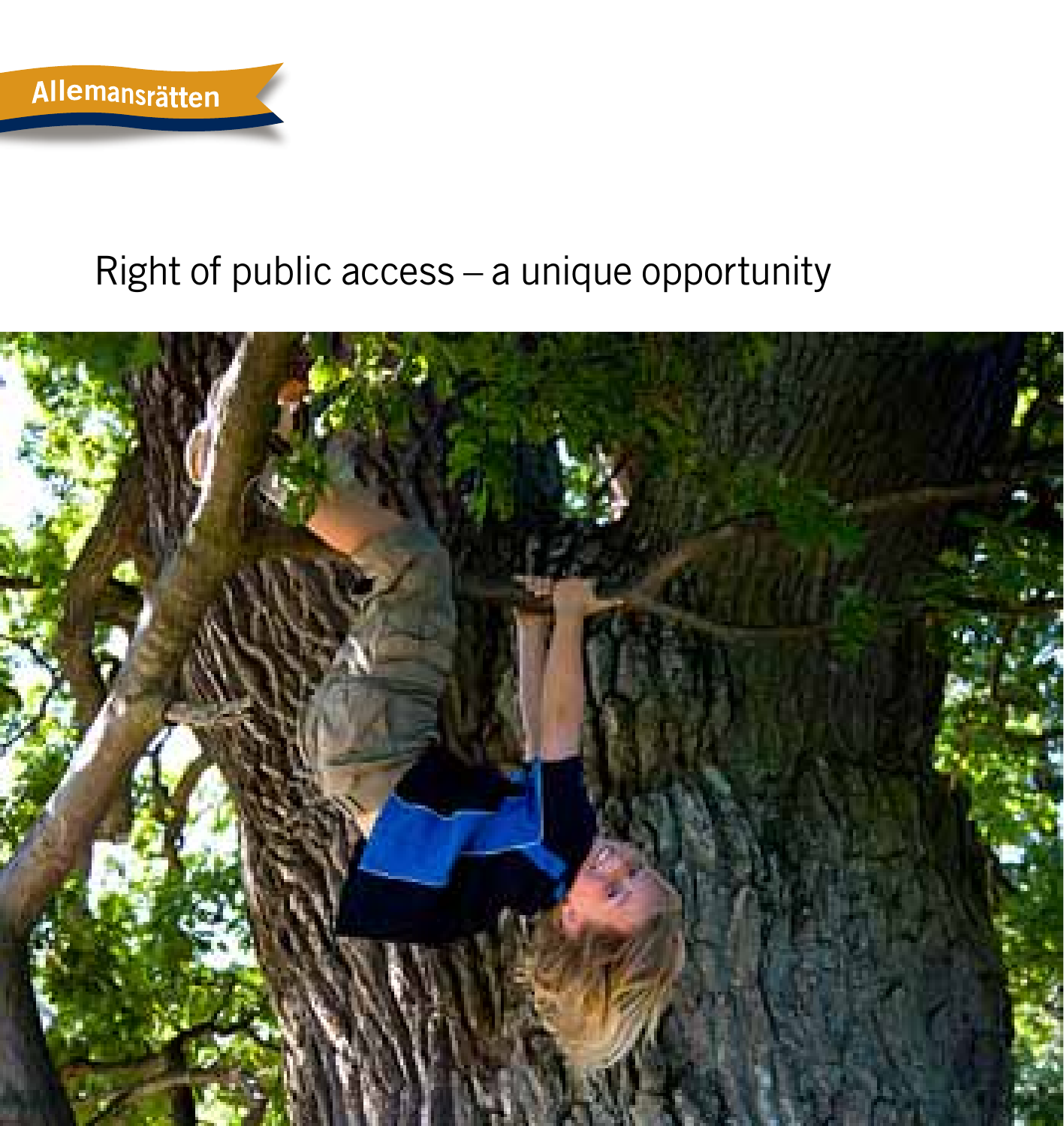Allemansrätten

# Right of public access – a unique opportunity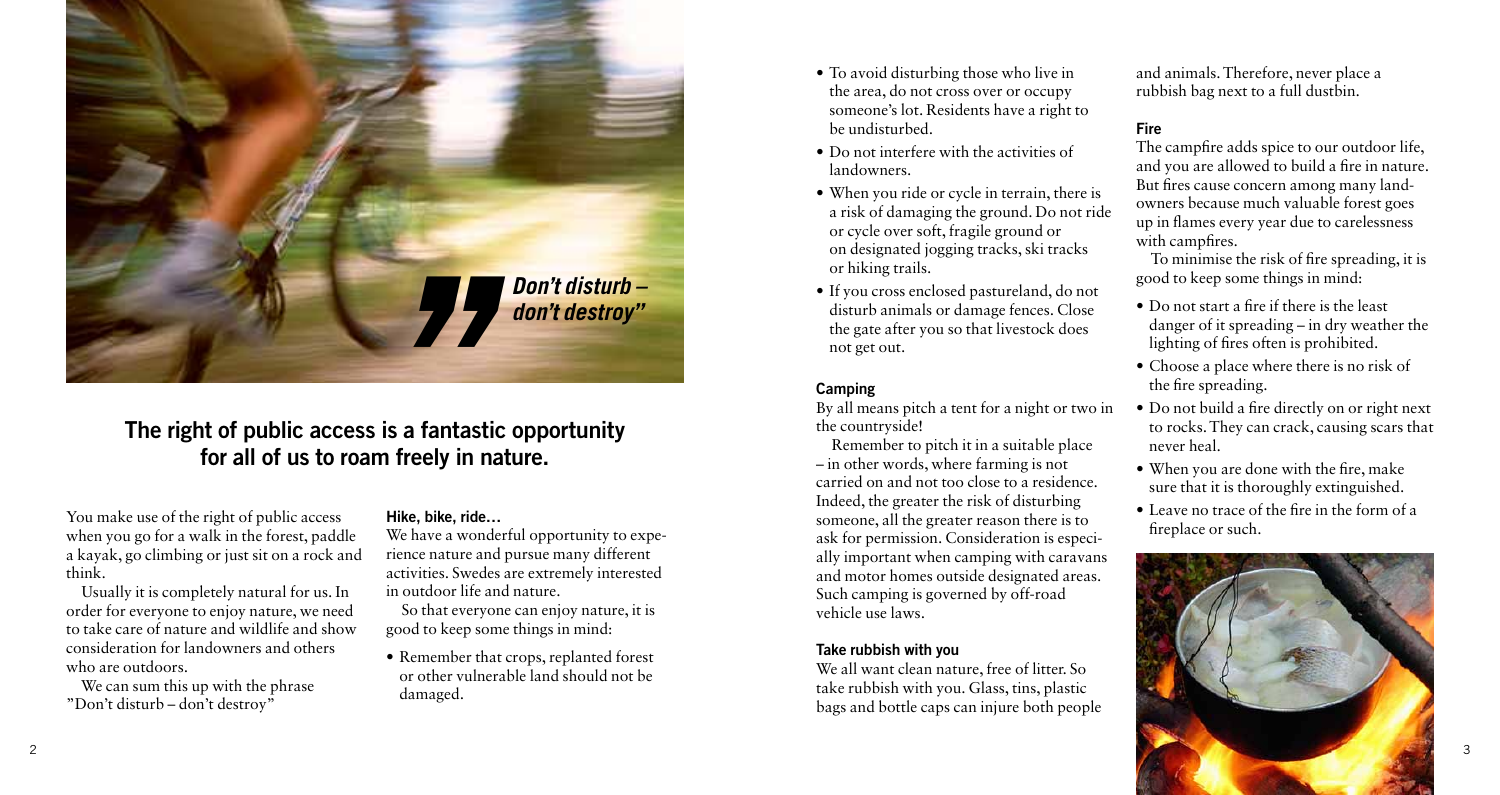*Don't disturb – don't destroy"*

## The right of public access is a fantastic opportunity for all of us to roam freely in nature.

You make use of the right of public access when you go for a walk in the forest, paddle a kayak, go climbing or just sit on a rock and think.

Usually it is completely natural for us. In order for everyone to enjoy nature, we need to take care of nature and wildlife and show consideration for landowners and others who are outdoors.

We can sum this up with the phrase "Don't disturb – don't destroy"

### Hike, bike, ride…

We have a wonderful opportunity to experience nature and pursue many different activities. Swedes are extremely interested in outdoor life and nature.

So that everyone can enjoy nature, it is good to keep some things in mind:

- Remember that crops, replanted forest or other vulnerable land should not be damaged.
- To avoid disturbing those who live in the area, do not cross over or occupy someone's lot. Residents have a right to be undisturbed.
- Do not interfere with the activities of landowners.
- When you ride or cycle in terrain, there is a risk of damaging the ground. Do not ride or cycle over soft, fragile ground or on designated jogging tracks, ski tracks or hiking trails.
- If you cross enclosed pastureland, do not disturb animals or damage fences. Close the gate after you so that livestock does not get out.

### Camping

By all means pitch a tent for a night or two in the countryside!

Remember to pitch it in a suitable place – in other words, where farming is not carried on and not too close to a residence. Indeed, the greater the risk of disturbing someone, all the greater reason there is to ask for permission. Consideration is especially important when camping with caravans and motor homes outside designated areas. Such camping is governed by off-road vehicle use laws.

### Take rubbish with you

We all want clean nature, free of litter. So take rubbish with you. Glass, tins, plastic bags and bottle caps can injure both people and animals. Therefore, never place a rubbish bag next to a full dustbin.

### Fire

The campfire adds spice to our outdoor life, and you are allowed to build a fire in nature. But fires cause concern among many landowners because much valuable forest goes up in flames every year due to carelessness with campfires.

To minimise the risk of fire spreading, it is good to keep some things in mind:

- Do not start a fire if there is the least danger of it spreading – in dry weather the lighting of fires often is prohibited.
- Choose a place where there is no risk of the fire spreading.
- Do not build a fire directly on or right next to rocks. They can crack, causing scars that never heal.
- When you are done with the fire, make sure that it is thoroughly extinguished.
- Leave no trace of the fire in the form of a fireplace or such.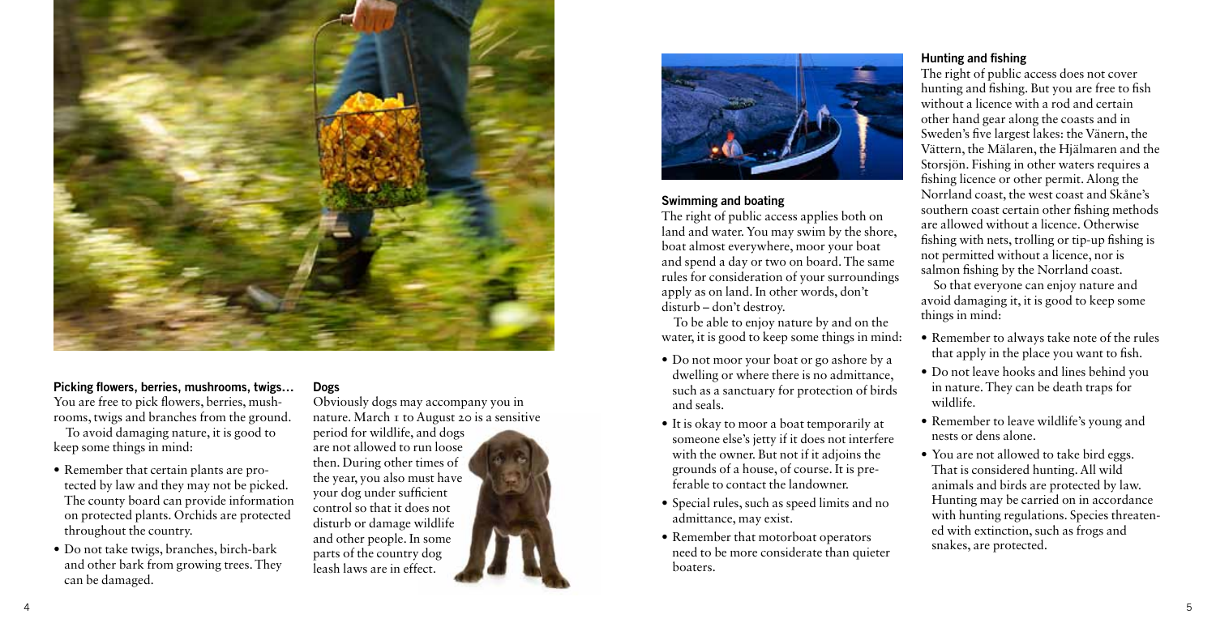### Picking flowers, berries, mushrooms, twigs…

You are free to pick flowers, berries, mushrooms, twigs and branches from the ground.

To avoid damaging nature, it is good to keep some things in mind:

- Remember that certain plants are protected by law and they may not be picked. The county board can provide information on protected plants. Orchids are protected throughout the country.
- Do not take twigs, branches, birch-bark and other bark from growing trees. They can be damaged.

### Dogs

Obviously dogs may accompany you in nature. March 1 to August 20 is a sensitive period for wildlife, and dogs are not allowed to run loose then. During other times of the year, you also must have your dog under sufficient control so that it does not disturb or damage wildlife and other people. In some parts of the country dog leash laws are in effect.

### Swimming and boating

The right of public access applies both on land and water. You may swim by the shore, boat almost everywhere, moor your boat and spend a day or two on board. The same rules for consideration of your surroundings apply as on land. In other words, don't disturb – don't destroy.

To be able to enjoy nature by and on the water, it is good to keep some things in mind:

- Do not moor your boat or go ashore by a dwelling or where there is no admittance, such as a sanctuary for protection of birds and seals.
- It is okay to moor a boat temporarily at someone else's jetty if it does not interfere with the owner. But not if it adjoins the grounds of a house, of course. It is preferable to contact the landowner.
- Special rules, such as speed limits and no admittance, may exist.
- Remember that motorboat operators need to be more considerate than quieter boaters.

### Hunting and fishing

The right of public access does not cover hunting and fishing. But you are free to fish without a licence with a rod and certain other hand gear along the coasts and in Sweden's five largest lakes: the Vänern, the Vättern, the Mälaren, the Hjälmaren and the Storsjön. Fishing in other waters requires a fishing licence or other permit. Along the Norrland coast, the west coast and Skåne's southern coast certain other fishing methods are allowed without a licence. Otherwise fishing with nets, trolling or tip-up fishing is not permitted without a licence, nor is salmon fishing by the Norrland coast.

So that everyone can enjoy nature and avoid damaging it, it is good to keep some things in mind:

- Remember to always take note of the rules that apply in the place you want to fish.
- Do not leave hooks and lines behind you in nature. They can be death traps for wildlife.
- Remember to leave wildlife's young and nests or dens alone.
- You are not allowed to take bird eggs. That is considered hunting. All wild animals and birds are protected by law. Hunting may be carried on in accordance with hunting regulations. Species threatened with extinction, such as frogs and snakes, are protected.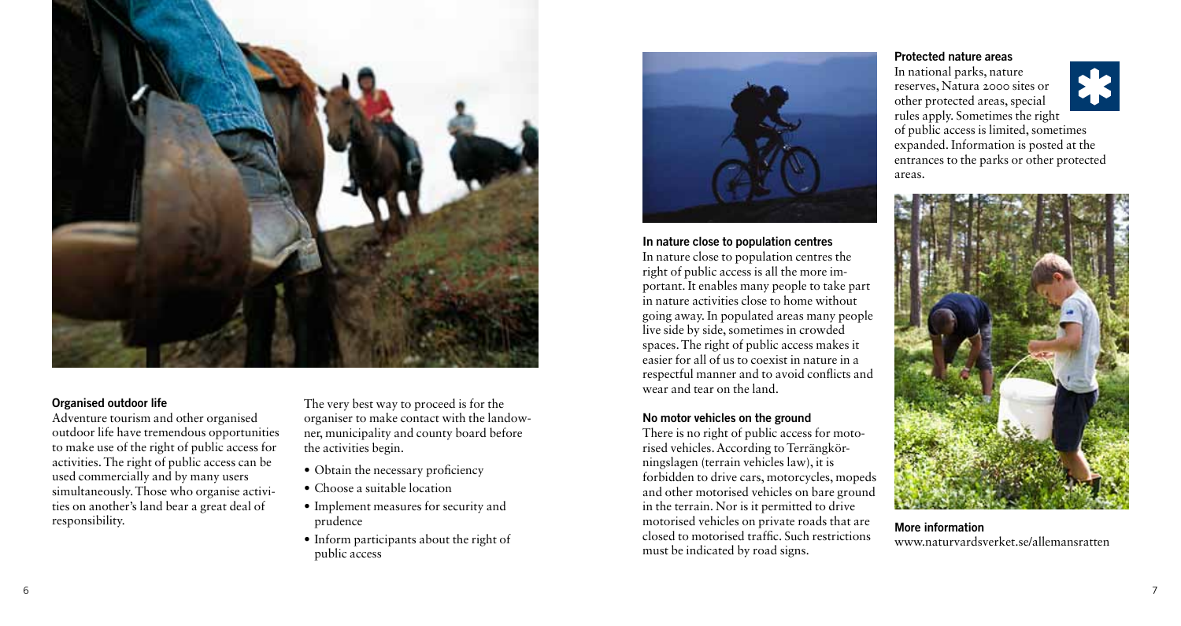### Organised outdoor life

Adventure tourism and other organised outdoor life have tremendous opportunities to make use of the right of public access for activities. The right of public access can be used commercially and by many users simultaneously. Those who organise activities on another's land bear a great deal of responsibility.

The very best way to proceed is for the organiser to make contact with the landowner, municipality and county board before the activities begin.

- Obtain the necessary proficiency
- Choose a suitable location
- Implement measures for security and prudence
- Inform participants about the right of public access

### In nature close to population centres

In nature close to population centres the right of public access is all the more important. It enables many people to take part in nature activities close to home without going away. In populated areas many people live side by side, sometimes in crowded spaces. The right of public access makes it easier for all of us to coexist in nature in a respectful manner and to avoid conflicts and wear and tear on the land.

### No motor vehicles on the ground

There is no right of public access for motorised vehicles. According to Terrängkörningslagen (terrain vehicles law), it is forbidden to drive cars, motorcycles, mopeds and other motorised vehicles on bare ground in the terrain. Nor is it permitted to drive motorised vehicles on private roads that are closed to motorised traffic. Such restrictions must be indicated by road signs.

### Protected nature areas

In national parks, nature reserves, Natura 2000 sites or other protected areas, special rules apply. Sometimes the right of public access is limited, sometimes expanded. Information is posted at the entrances to the parks or other protected areas.

### More information

www.naturvardsverket.se/allemansratten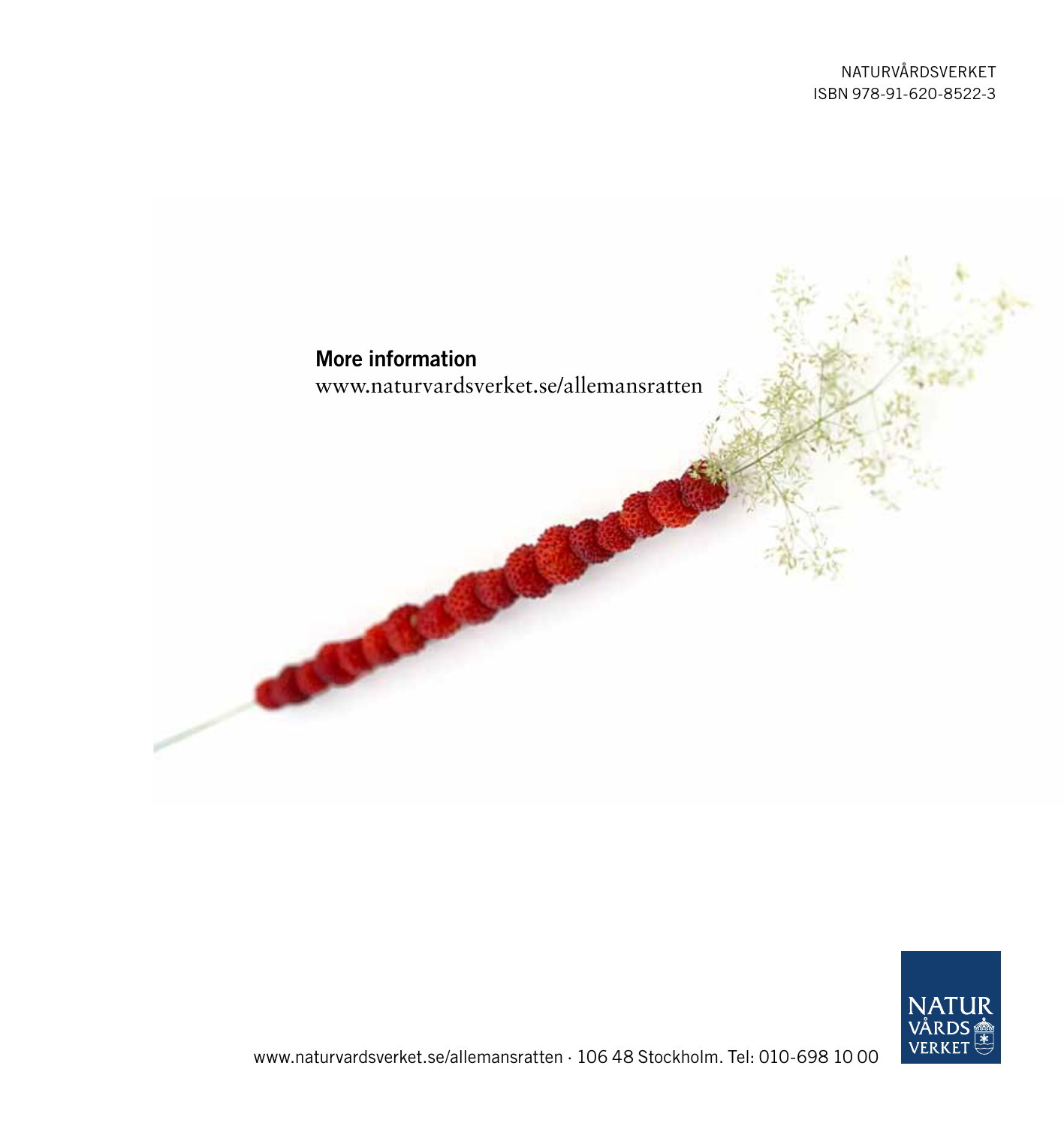NATURVÅRDSVERKET
ISBN 978-91-620-8522-3

**More information**
www.naturvardsverket.se/allemansratten

www.naturvardsverket.se/allemansratten · 106 48 Stockholm. Tel: 010-698 10 00

NATUR
VÅRDS
VERKET